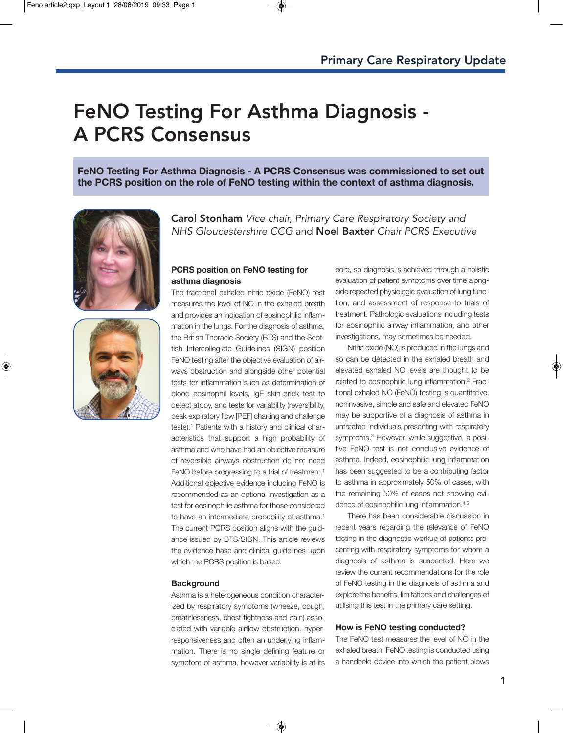# FeNO Testing For Asthma Diagnosis - A PCRS Consensus

**FeNO Testing For Asthma Diagnosis - A PCRS Consensus was commissioned to set out the PCRS position on the role of FeNO testing within the context of asthma diagnosis.**

**Carol Stonham** *Vice chair, Primary Care Respiratory Society and NHS Gloucestershire CCG* and **Noel Baxter** *Chair PCRS Executive*

### PCRS position on FeNO testing for asthma diagnosis

The fractional exhaled nitric oxide (FeNO) test measures the level of NO in the exhaled breath and provides an indication of eosinophilic inflammation in the lungs. For the diagnosis of asthma, the British Thoracic Society (BTS) and the Scottish Intercollegiate Guidelines (SIGN) position FeNO testing after the objective evaluation of airways obstruction and alongside other potential tests for inflammation such as determination of blood eosinophil levels, IgE skin-prick test to detect atopy, and tests for variability (reversibility, peak expiratory flow [PEF] charting and challenge tests).[1] Patients with a history and clinical characteristics that support a high probability of asthma and who have had an objective measure of reversible airways obstruction do not need FeNO before progressing to a trial of treatment.[1] Additional objective evidence including FeNO is recommended as an optional investigation as a test for eosinophilic asthma for those considered to have an intermediate probability of asthma.[1] The current PCRS position aligns with the guidance issued by BTS/SIGN. This article reviews the evidence base and clinical guidelines upon which the PCRS position is based.

### Background

Asthma is a heterogeneous condition characterized by respiratory symptoms (wheeze, cough, breathlessness, chest tightness and pain) associated with variable airflow obstruction, hyperresponsiveness and often an underlying inflammation. There is no single defining feature or symptom of asthma, however variability is at its core, so diagnosis is achieved through a holistic evaluation of patient symptoms over time alongside repeated physiologic evaluation of lung function, and assessment of response to trials of treatment. Pathologic evaluations including tests for eosinophilic airway inflammation, and other investigations, may sometimes be needed.

Nitric oxide (NO) is produced in the lungs and so can be detected in the exhaled breath and elevated exhaled NO levels are thought to be related to eosinophilic lung inflammation.[2] Fractional exhaled NO (FeNO) testing is quantitative, noninvasive, simple and safe and elevated FeNO may be supportive of a diagnosis of asthma in untreated individuals presenting with respiratory symptoms.[3] However, while suggestive, a positive FeNO test is not conclusive evidence of asthma. Indeed, eosinophilic lung inflammation has been suggested to be a contributing factor to asthma in approximately 50% of cases, with the remaining 50% of cases not showing evidence of eosinophilic lung inflammation.[4,5]

There has been considerable discussion in recent years regarding the relevance of FeNO testing in the diagnostic workup of patients presenting with respiratory symptoms for whom a diagnosis of asthma is suspected. Here we review the current recommendations for the role of FeNO testing in the diagnosis of asthma and explore the benefits, limitations and challenges of utilising this test in the primary care setting.

### How is FeNO testing conducted?

The FeNO test measures the level of NO in the exhaled breath. FeNO testing is conducted using a handheld device into which the patient blows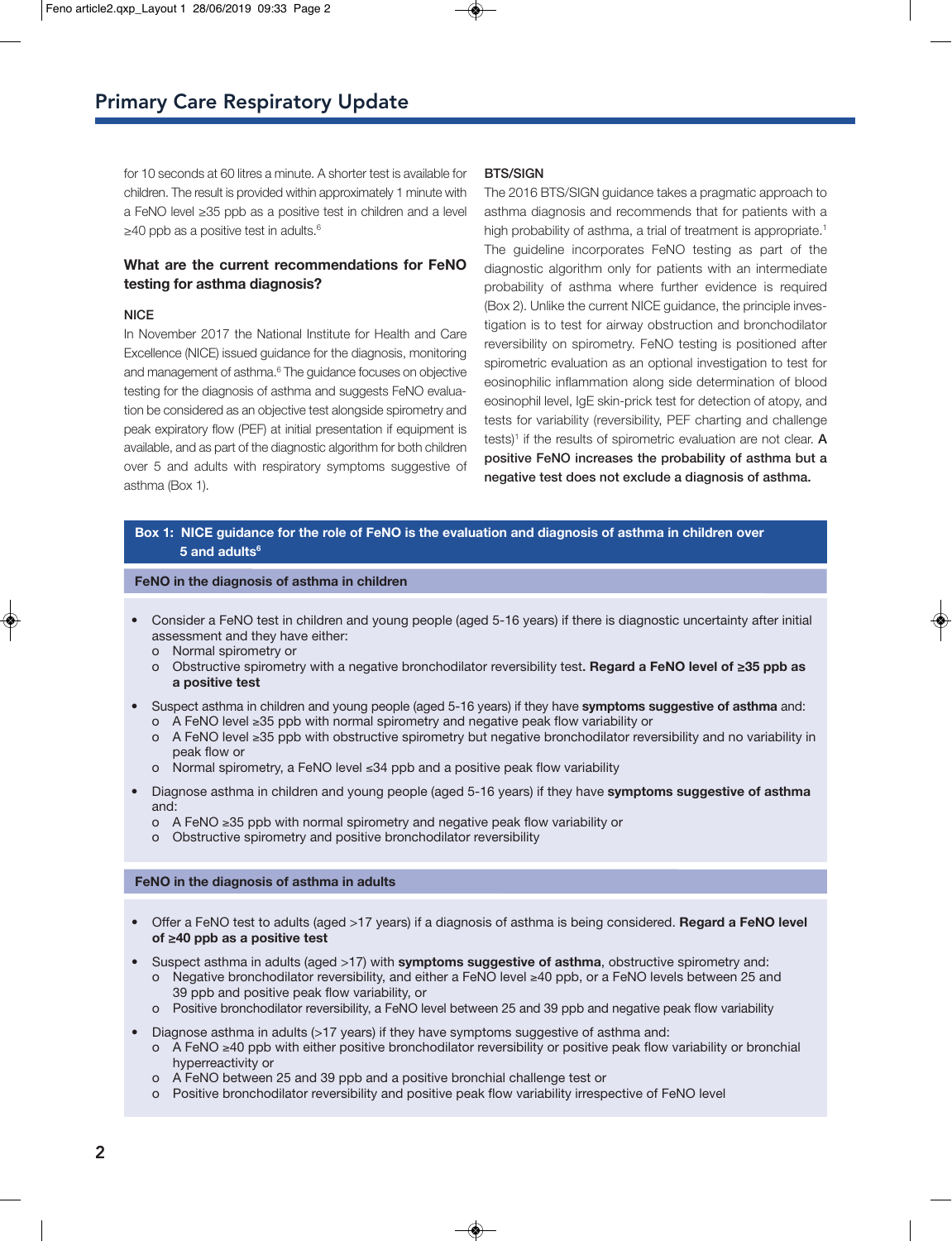for 10 seconds at 60 litres a minute. A shorter test is available for children. The result is provided within approximately 1 minute with a FeNO level ≥35 ppb as a positive test in children and a level ≥40 ppb as a positive test in adults.[6]

### What are the current recommendations for FeNO testing for asthma diagnosis?

#### NICE

In November 2017 the National Institute for Health and Care Excellence (NICE) issued guidance for the diagnosis, monitoring and management of asthma.[6] The guidance focuses on objective testing for the diagnosis of asthma and suggests FeNO evaluation be considered as an objective test alongside spirometry and peak expiratory flow (PEF) at initial presentation if equipment is available, and as part of the diagnostic algorithm for both children over 5 and adults with respiratory symptoms suggestive of asthma (Box 1).

#### BTS/SIGN

The 2016 BTS/SIGN guidance takes a pragmatic approach to asthma diagnosis and recommends that for patients with a high probability of asthma, a trial of treatment is appropriate.[1] The guideline incorporates FeNO testing as part of the diagnostic algorithm only for patients with an intermediate probability of asthma where further evidence is required (Box 2). Unlike the current NICE guidance, the principle investigation is to test for airway obstruction and bronchodilator reversibility on spirometry. FeNO testing is positioned after spirometric evaluation as an optional investigation to test for eosinophilic inflammation along side determination of blood eosinophil level, IgE skin-prick test for detection of atopy, and tests for variability (reversibility, PEF charting and challenge tests)[1] if the results of spirometric evaluation are not clear. **A positive FeNO increases the probability of asthma but a negative test does not exclude a diagnosis of asthma.**

**Box 1: NICE guidance for the role of FeNO is the evaluation and diagnosis of asthma in children over 5 and adults[6]**

**FeNO in the diagnosis of asthma in children**

- Consider a FeNO test in children and young people (aged 5-16 years) if there is diagnostic uncertainty after initial assessment and they have either:
  - Normal spirometry or
  - Obstructive spirometry with a negative bronchodilator reversibility test. **Regard a FeNO level of ≥35 ppb as a positive test**
- Suspect asthma in children and young people (aged 5-16 years) if they have **symptoms suggestive of asthma** and:
  - A FeNO level ≥35 ppb with normal spirometry and negative peak flow variability or
  - A FeNO level ≥35 ppb with obstructive spirometry but negative bronchodilator reversibility and no variability in peak flow or
  - Normal spirometry, a FeNO level ≤34 ppb and a positive peak flow variability
- Diagnose asthma in children and young people (aged 5-16 years) if they have **symptoms suggestive of asthma** and:
  - A FeNO ≥35 ppb with normal spirometry and negative peak flow variability or
  - Obstructive spirometry and positive bronchodilator reversibility

**FeNO in the diagnosis of asthma in adults**

- Offer a FeNO test to adults (aged >17 years) if a diagnosis of asthma is being considered. **Regard a FeNO level of ≥40 ppb as a positive test**
- Suspect asthma in adults (aged >17) with **symptoms suggestive of asthma**, obstructive spirometry and:
  - Negative bronchodilator reversibility, and either a FeNO level ≥40 ppb, or a FeNO levels between 25 and 39 ppb and positive peak flow variability, or
  - Positive bronchodilator reversibility, a FeNO level between 25 and 39 ppb and negative peak flow variability
- Diagnose asthma in adults (>17 years) if they have symptoms suggestive of asthma and:
  - A FeNO ≥40 ppb with either positive bronchodilator reversibility or positive peak flow variability or bronchial hyperreactivity or
  - A FeNO between 25 and 39 ppb and a positive bronchial challenge test or
  - Positive bronchodilator reversibility and positive peak flow variability irrespective of FeNO level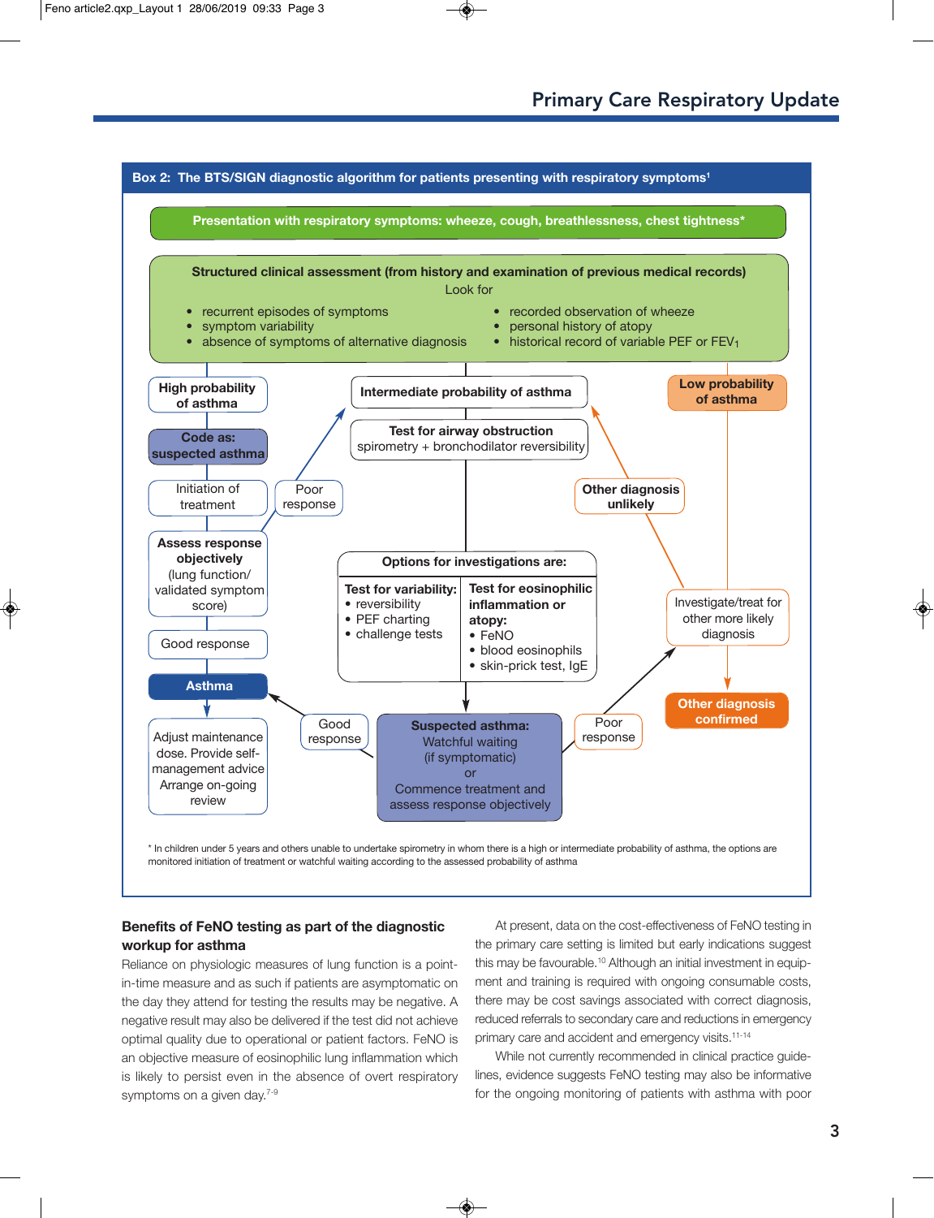**Box 2: The BTS/SIGN diagnostic algorithm for patients presenting with respiratory symptoms[1]**

**Presentation with respiratory symptoms: wheeze, cough, breathlessness, chest tightness***

**Structured clinical assessment (from history and examination of previous medical records)**
Look for

- recurrent episodes of symptoms
- symptom variability
- absence of symptoms of alternative diagnosis
- recorded observation of wheeze
- personal history of atopy
- historical record of variable PEF or $FEV_1$

**High probability of asthma**

**Code as: suspected asthma**

Initiation of treatment

**Assess response objectively** (lung function/ validated symptom score)

Good response

**Asthma**

Adjust maintenance dose. Provide self-management advice Arrange on-going review

Poor response

**Intermediate probability of asthma**

**Test for airway obstruction** spirometry + bronchodilator reversibility

**Options for investigations are:**

**Test for variability:**
- reversibility
- PEF charting
- challenge tests

**Test for eosinophilic inflammation or atopy:**
- FeNO
- blood eosinophils
- skin-prick test, IgE

Good response

**Suspected asthma:** Watchful waiting (if symptomatic) or Commence treatment and assess response objectively

Poor response

**Low probability of asthma**

**Other diagnosis unlikely**

Investigate/treat for other more likely diagnosis

**Other diagnosis confirmed**

* In children under 5 years and others unable to undertake spirometry in whom there is a high or intermediate probability of asthma, the options are monitored initiation of treatment or watchful waiting according to the assessed probability of asthma

### Benefits of FeNO testing as part of the diagnostic workup for asthma

Reliance on physiologic measures of lung function is a point-in-time measure and as such if patients are asymptomatic on the day they attend for testing the results may be negative. A negative result may also be delivered if the test did not achieve optimal quality due to operational or patient factors. FeNO is an objective measure of eosinophilic lung inflammation which is likely to persist even in the absence of overt respiratory symptoms on a given day.[7-9]

At present, data on the cost-effectiveness of FeNO testing in the primary care setting is limited but early indications suggest this may be favourable.[10] Although an initial investment in equipment and training is required with ongoing consumable costs, there may be cost savings associated with correct diagnosis, reduced referrals to secondary care and reductions in emergency primary care and accident and emergency visits.[11-14]

While not currently recommended in clinical practice guidelines, evidence suggests FeNO testing may also be informative for the ongoing monitoring of patients with asthma with poor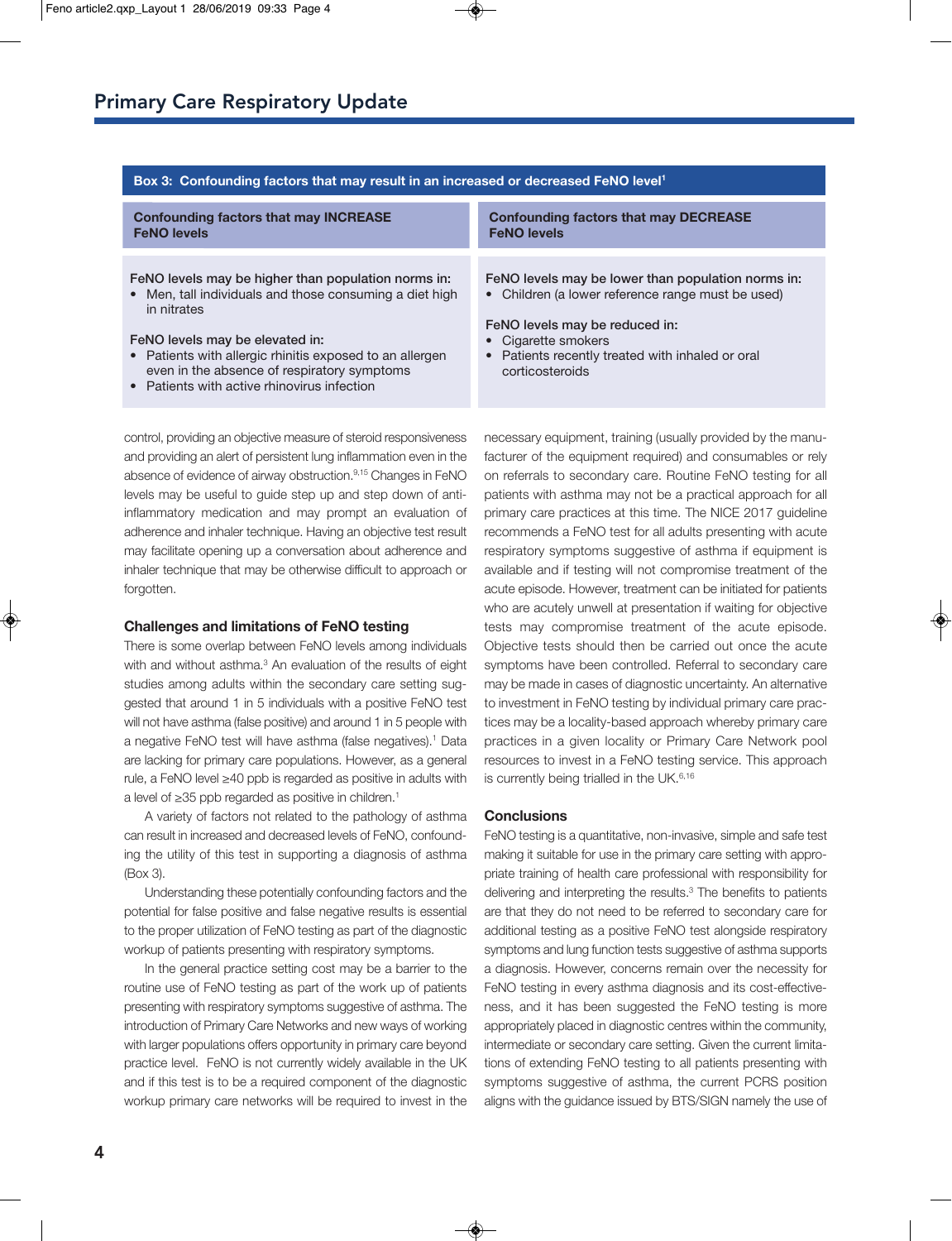**Box 3: Confounding factors that may result in an increased or decreased FeNO level[1]**

| Confounding factors that may INCREASE FeNO levels | Confounding factors that may DECREASE FeNO levels |
|---|---|
| FeNO levels may be higher than population norms in:<br>• Men, tall individuals and those consuming a diet high in nitrates<br><br>FeNO levels may be elevated in:<br>• Patients with allergic rhinitis exposed to an allergen even in the absence of respiratory symptoms<br>• Patients with active rhinovirus infection | FeNO levels may be lower than population norms in:<br>• Children (a lower reference range must be used)<br><br>FeNO levels may be reduced in:<br>• Cigarette smokers<br>• Patients recently treated with inhaled or oral corticosteroids |

control, providing an objective measure of steroid responsiveness and providing an alert of persistent lung inflammation even in the absence of evidence of airway obstruction.[9,15] Changes in FeNO levels may be useful to guide step up and step down of anti-inflammatory medication and may prompt an evaluation of adherence and inhaler technique. Having an objective test result may facilitate opening up a conversation about adherence and inhaler technique that may be otherwise difficult to approach or forgotten.

### Challenges and limitations of FeNO testing

There is some overlap between FeNO levels among individuals with and without asthma.[3] An evaluation of the results of eight studies among adults within the secondary care setting suggested that around 1 in 5 individuals with a positive FeNO test will not have asthma (false positive) and around 1 in 5 people with a negative FeNO test will have asthma (false negatives).[1] Data are lacking for primary care populations. However, as a general rule, a FeNO level ≥40 ppb is regarded as positive in adults with a level of ≥35 ppb regarded as positive in children.[1]

A variety of factors not related to the pathology of asthma can result in increased and decreased levels of FeNO, confounding the utility of this test in supporting a diagnosis of asthma (Box 3).

Understanding these potentially confounding factors and the potential for false positive and false negative results is essential to the proper utilization of FeNO testing as part of the diagnostic workup of patients presenting with respiratory symptoms.

In the general practice setting cost may be a barrier to the routine use of FeNO testing as part of the work up of patients presenting with respiratory symptoms suggestive of asthma. The introduction of Primary Care Networks and new ways of working with larger populations offers opportunity in primary care beyond practice level. FeNO is not currently widely available in the UK and if this test is to be a required component of the diagnostic workup primary care networks will be required to invest in the necessary equipment, training (usually provided by the manufacturer of the equipment required) and consumables or rely on referrals to secondary care. Routine FeNO testing for all patients with asthma may not be a practical approach for all primary care practices at this time. The NICE 2017 guideline recommends a FeNO test for all adults presenting with acute respiratory symptoms suggestive of asthma if equipment is available and if testing will not compromise treatment of the acute episode. However, treatment can be initiated for patients who are acutely unwell at presentation if waiting for objective tests may compromise treatment of the acute episode. Objective tests should then be carried out once the acute symptoms have been controlled. Referral to secondary care may be made in cases of diagnostic uncertainty. An alternative to investment in FeNO testing by individual primary care practices may be a locality-based approach whereby primary care practices in a given locality or Primary Care Network pool resources to invest in a FeNO testing service. This approach is currently being trialled in the UK.[6,16]

### Conclusions

FeNO testing is a quantitative, non-invasive, simple and safe test making it suitable for use in the primary care setting with appropriate training of health care professional with responsibility for delivering and interpreting the results.[3] The benefits to patients are that they do not need to be referred to secondary care for additional testing as a positive FeNO test alongside respiratory symptoms and lung function tests suggestive of asthma supports a diagnosis. However, concerns remain over the necessity for FeNO testing in every asthma diagnosis and its cost-effectiveness, and it has been suggested the FeNO testing is more appropriately placed in diagnostic centres within the community, intermediate or secondary care setting. Given the current limitations of extending FeNO testing to all patients presenting with symptoms suggestive of asthma, the current PCRS position aligns with the guidance issued by BTS/SIGN namely the use of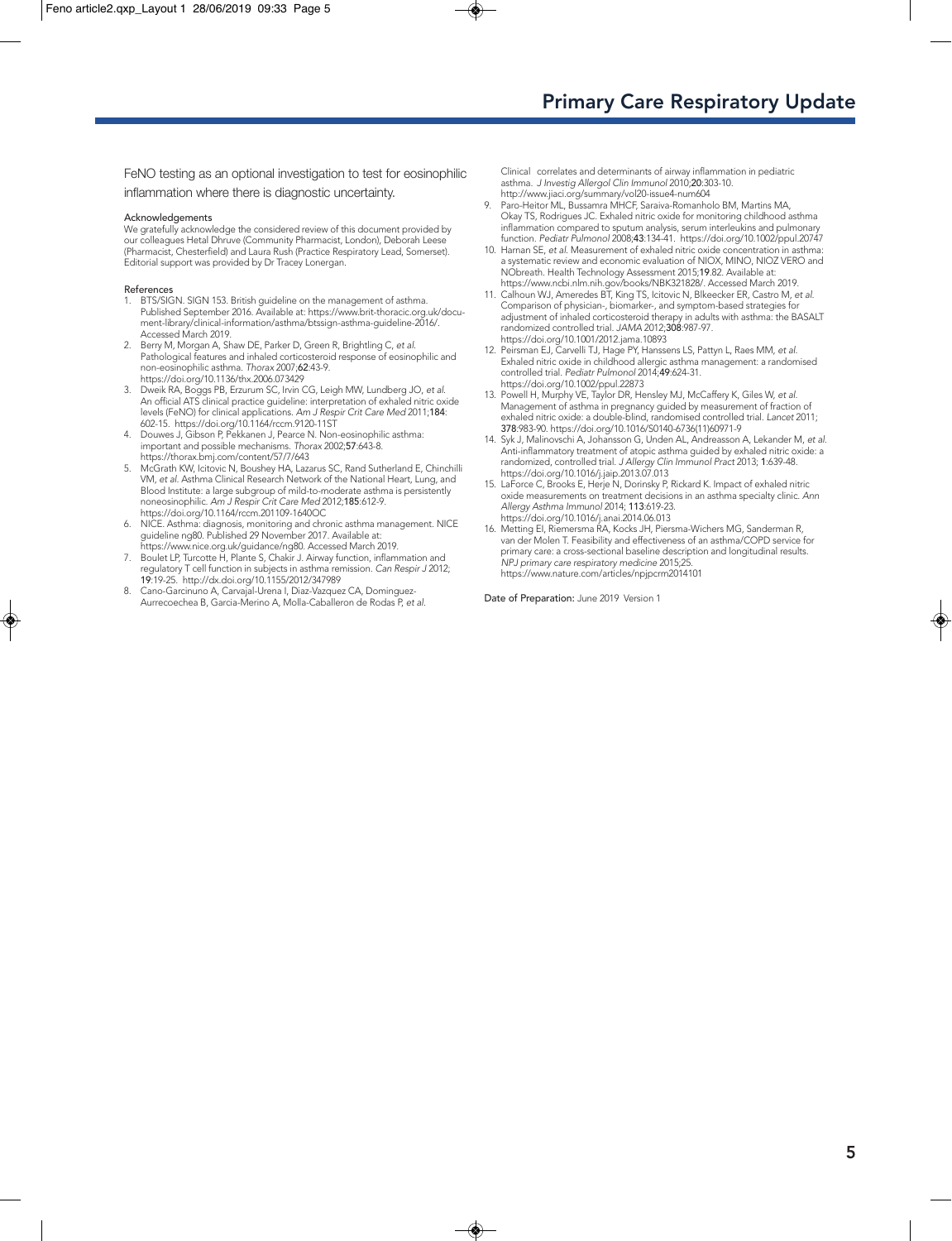FeNO testing as an optional investigation to test for eosinophilic inflammation where there is diagnostic uncertainty.

### Acknowledgements

We gratefully acknowledge the considered review of this document provided by our colleagues Hetal Dhruve (Community Pharmacist, London), Deborah Leese (Pharmacist, Chesterfield) and Laura Rush (Practice Respiratory Lead, Somerset). Editorial support was provided by Dr Tracey Lonergan.

### References

1. BTS/SIGN. SIGN 153. British guideline on the management of asthma. Published September 2016. Available at: https://www.brit-thoracic.org.uk/document-library/clinical-information/asthma/btssign-asthma-guideline-2016/. Accessed March 2019.
2. Berry M, Morgan A, Shaw DE, Parker D, Green R, Brightling C, *et al.* Pathological features and inhaled corticosteroid response of eosinophilic and non-eosinophilic asthma. *Thorax* 2007;**62**:43-9. https://doi.org/10.1136/thx.2006.073429
3. Dweik RA, Boggs PB, Erzurum SC, Irvin CG, Leigh MW, Lundberg JO, *et al.* An official ATS clinical practice guideline: interpretation of exhaled nitric oxide levels (FeNO) for clinical applications. *Am J Respir Crit Care Med* 2011;**184**: 602-15. https://doi.org/10.1164/rccm.9120-11ST
4. Douwes J, Gibson P, Pekkanen J, Pearce N. Non-eosinophilic asthma: important and possible mechanisms. *Thorax* 2002;**57**:643-8. https://thorax.bmj.com/content/57/7/643
5. McGrath KW, Icitovic N, Boushey HA, Lazarus SC, Rand Sutherland E, Chinchilli VM, *et al.* Asthma Clinical Research Network of the National Heart, Lung, and Blood Institute: a large subgroup of mild-to-moderate asthma is persistently noneosinophilic. *Am J Respir Crit Care Med* 2012;**185**:612-9. https://doi.org/10.1164/rccm.201109-1640OC
6. NICE. Asthma: diagnosis, monitoring and chronic asthma management. NICE guideline ng80. Published 29 November 2017. Available at: https://www.nice.org.uk/guidance/ng80. Accessed March 2019.
7. Boulet LP, Turcotte H, Plante S, Chakir J. Airway function, inflammation and regulatory T cell function in subjects in asthma remission. *Can Respir J* 2012; **19**:19-25. http://dx.doi.org/10.1155/2012/347989
8. Cano-Garcinuno A, Carvajal-Urena I, Diaz-Vazquez CA, Dominguez-Aurrecoechea B, Garcia-Merino A, Molla-Caballeron de Rodas P, *et al.* Clinical correlates and determinants of airway inflammation in pediatric asthma. *J Investig Allergol Clin Immunol* 2010;**20**:303-10. http://www.jiaci.org/summary/vol20-issue4-num604
9. Paro-Heitor ML, Bussamra MHCF, Saraiva-Romanholo BM, Martins MA, Okay TS, Rodrigues JC. Exhaled nitric oxide for monitoring childhood asthma inflammation compared to sputum analysis, serum interleukins and pulmonary function. *Pediatr Pulmonol* 2008;**43**:134-41. https://doi.org/10.1002/ppul.20747
10. Harnan SE, *et al.* Measurement of exhaled nitric oxide concentration in asthma: a systematic review and economic evaluation of NIOX, MINO, NIOZ VERO and NObreath. Health Technology Assessment 2015;**19**.82. Available at: https://www.ncbi.nlm.nih.gov/books/NBK321828/. Accessed March 2019.
11. Calhoun WJ, Ameredes BT, King TS, Icitovic N, Blkeecker ER, Castro M, *et al.* Comparison of physician-, biomarker-, and symptom-based strategies for adjustment of inhaled corticosteroid therapy in adults with asthma: the BASALT randomized controlled trial. *JAMA* 2012;**308**:987-97. https://doi.org/10.1001/2012.jama.10893
12. Peirsman EJ, Carvelli TJ, Hage PY, Hanssens LS, Pattyn L, Raes MM, *et al.* Exhaled nitric oxide in childhood allergic asthma management: a randomised controlled trial. *Pediatr Pulmonol* 2014;**49**:624-31. https://doi.org/10.1002/ppul.22873
13. Powell H, Murphy VE, Taylor DR, Hensley MJ, McCaffery K, Giles W, *et al.* Management of asthma in pregnancy guided by measurement of fraction of exhaled nitric oxide: a double-blind, randomised controlled trial. *Lancet* 2011; **378**:983-90. https://doi.org/10.1016/S0140-6736(11)60971-9
14. Syk J, Malinovschi A, Johansson G, Unden AL, Andreasson A, Lekander M, *et al.* Anti-inflammatory treatment of atopic asthma guided by exhaled nitric oxide: a randomized, controlled trial. *J Allergy Clin Immunol Pract* 2013; **1**:639-48. https://doi.org/10.1016/j.jaip.2013.07.013
15. LaForce C, Brooks E, Herje N, Dorinsky P, Rickard K. Impact of exhaled nitric oxide measurements on treatment decisions in an asthma specialty clinic. *Ann Allergy Asthma Immunol* 2014; **113**:619-23. https://doi.org/10.1016/j.anai.2014.06.013
16. Metting EI, Riemersma RA, Kocks JH, Piersma-Wichers MG, Sanderman R, van der Molen T. Feasibility and effectiveness of an asthma/COPD service for primary care: a cross-sectional baseline description and longitudinal results. *NPJ primary care respiratory medicine* 2015;25. https://www.nature.com/articles/npjpcrm2014101

**Date of Preparation:** June 2019 Version 1